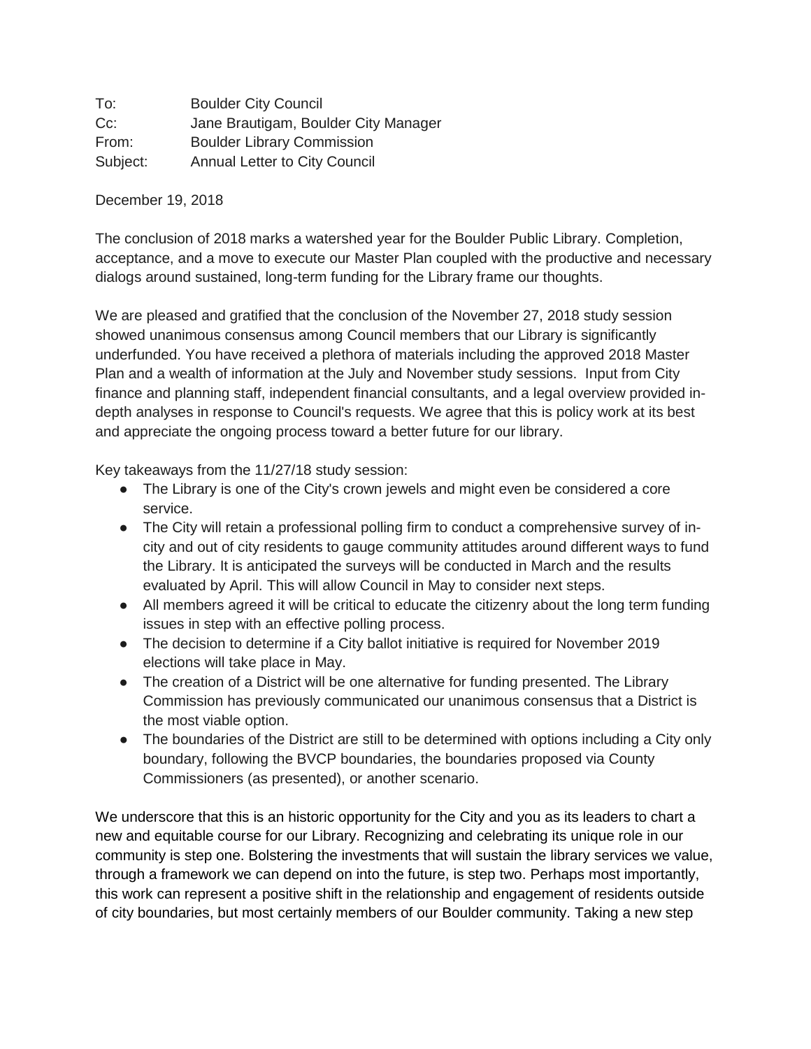To: Boulder City Council  
Cc: Jane Brautigam, Boulder City Manager  
From: Boulder Library Commission  
Subject: Annual Letter to City Council

December 19, 2018

The conclusion of 2018 marks a watershed year for the Boulder Public Library. Completion, acceptance, and a move to execute our Master Plan coupled with the productive and necessary dialogs around sustained, long-term funding for the Library frame our thoughts.

We are pleased and gratified that the conclusion of the November 27, 2018 study session showed unanimous consensus among Council members that our Library is significantly underfunded. You have received a plethora of materials including the approved 2018 Master Plan and a wealth of information at the July and November study sessions. Input from City finance and planning staff, independent financial consultants, and a legal overview provided in-depth analyses in response to Council's requests. We agree that this is policy work at its best and appreciate the ongoing process toward a better future for our library.

Key takeaways from the 11/27/18 study session:

- The Library is one of the City's crown jewels and might even be considered a core service.
- The City will retain a professional polling firm to conduct a comprehensive survey of in-city and out of city residents to gauge community attitudes around different ways to fund the Library. It is anticipated the surveys will be conducted in March and the results evaluated by April. This will allow Council in May to consider next steps.
- All members agreed it will be critical to educate the citizenry about the long term funding issues in step with an effective polling process.
- The decision to determine if a City ballot initiative is required for November 2019 elections will take place in May.
- The creation of a District will be one alternative for funding presented. The Library Commission has previously communicated our unanimous consensus that a District is the most viable option.
- The boundaries of the District are still to be determined with options including a City only boundary, following the BVCP boundaries, the boundaries proposed via County Commissioners (as presented), or another scenario.

We underscore that this is an historic opportunity for the City and you as its leaders to chart a new and equitable course for our Library. Recognizing and celebrating its unique role in our community is step one. Bolstering the investments that will sustain the library services we value, through a framework we can depend on into the future, is step two. Perhaps most importantly, this work can represent a positive shift in the relationship and engagement of residents outside of city boundaries, but most certainly members of our Boulder community. Taking a new step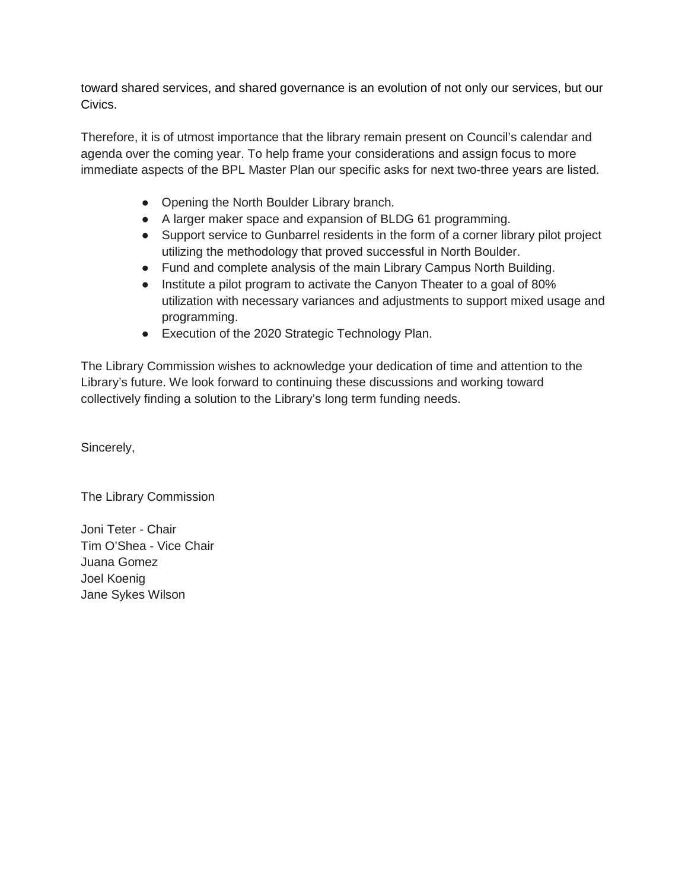toward shared services, and shared governance is an evolution of not only our services, but our Civics.

Therefore, it is of utmost importance that the library remain present on Council's calendar and agenda over the coming year. To help frame your considerations and assign focus to more immediate aspects of the BPL Master Plan our specific asks for next two-three years are listed.

- Opening the North Boulder Library branch.
- A larger maker space and expansion of BLDG 61 programming.
- Support service to Gunbarrel residents in the form of a corner library pilot project utilizing the methodology that proved successful in North Boulder.
- Fund and complete analysis of the main Library Campus North Building.
- Institute a pilot program to activate the Canyon Theater to a goal of 80% utilization with necessary variances and adjustments to support mixed usage and programming.
- Execution of the 2020 Strategic Technology Plan.

The Library Commission wishes to acknowledge your dedication of time and attention to the Library's future. We look forward to continuing these discussions and working toward collectively finding a solution to the Library's long term funding needs.

Sincerely,

The Library Commission

Joni Teter - Chair
Tim O'Shea - Vice Chair
Juana Gomez
Joel Koenig
Jane Sykes Wilson